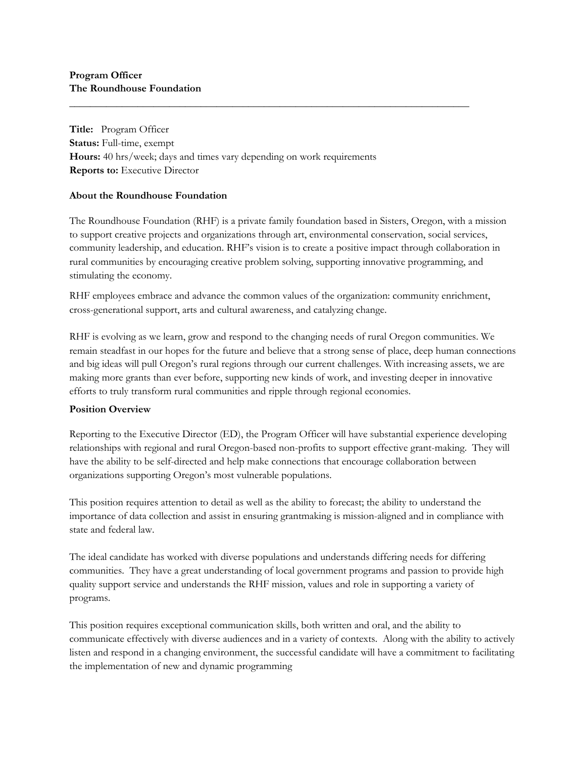**Program Officer**
**The Roundhouse Foundation**

---

**Title:** Program Officer
**Status:** Full-time, exempt
**Hours:** 40 hrs/week; days and times vary depending on work requirements
**Reports to:** Executive Director

**About the Roundhouse Foundation**

The Roundhouse Foundation (RHF) is a private family foundation based in Sisters, Oregon, with a mission to support creative projects and organizations through art, environmental conservation, social services, community leadership, and education. RHF's vision is to create a positive impact through collaboration in rural communities by encouraging creative problem solving, supporting innovative programming, and stimulating the economy.

RHF employees embrace and advance the common values of the organization: community enrichment, cross-generational support, arts and cultural awareness, and catalyzing change.

RHF is evolving as we learn, grow and respond to the changing needs of rural Oregon communities. We remain steadfast in our hopes for the future and believe that a strong sense of place, deep human connections and big ideas will pull Oregon's rural regions through our current challenges. With increasing assets, we are making more grants than ever before, supporting new kinds of work, and investing deeper in innovative efforts to truly transform rural communities and ripple through regional economies.

**Position Overview**

Reporting to the Executive Director (ED), the Program Officer will have substantial experience developing relationships with regional and rural Oregon-based non-profits to support effective grant-making. They will have the ability to be self-directed and help make connections that encourage collaboration between organizations supporting Oregon's most vulnerable populations.

This position requires attention to detail as well as the ability to forecast; the ability to understand the importance of data collection and assist in ensuring grantmaking is mission-aligned and in compliance with state and federal law.

The ideal candidate has worked with diverse populations and understands differing needs for differing communities. They have a great understanding of local government programs and passion to provide high quality support service and understands the RHF mission, values and role in supporting a variety of programs.

This position requires exceptional communication skills, both written and oral, and the ability to communicate effectively with diverse audiences and in a variety of contexts. Along with the ability to actively listen and respond in a changing environment, the successful candidate will have a commitment to facilitating the implementation of new and dynamic programming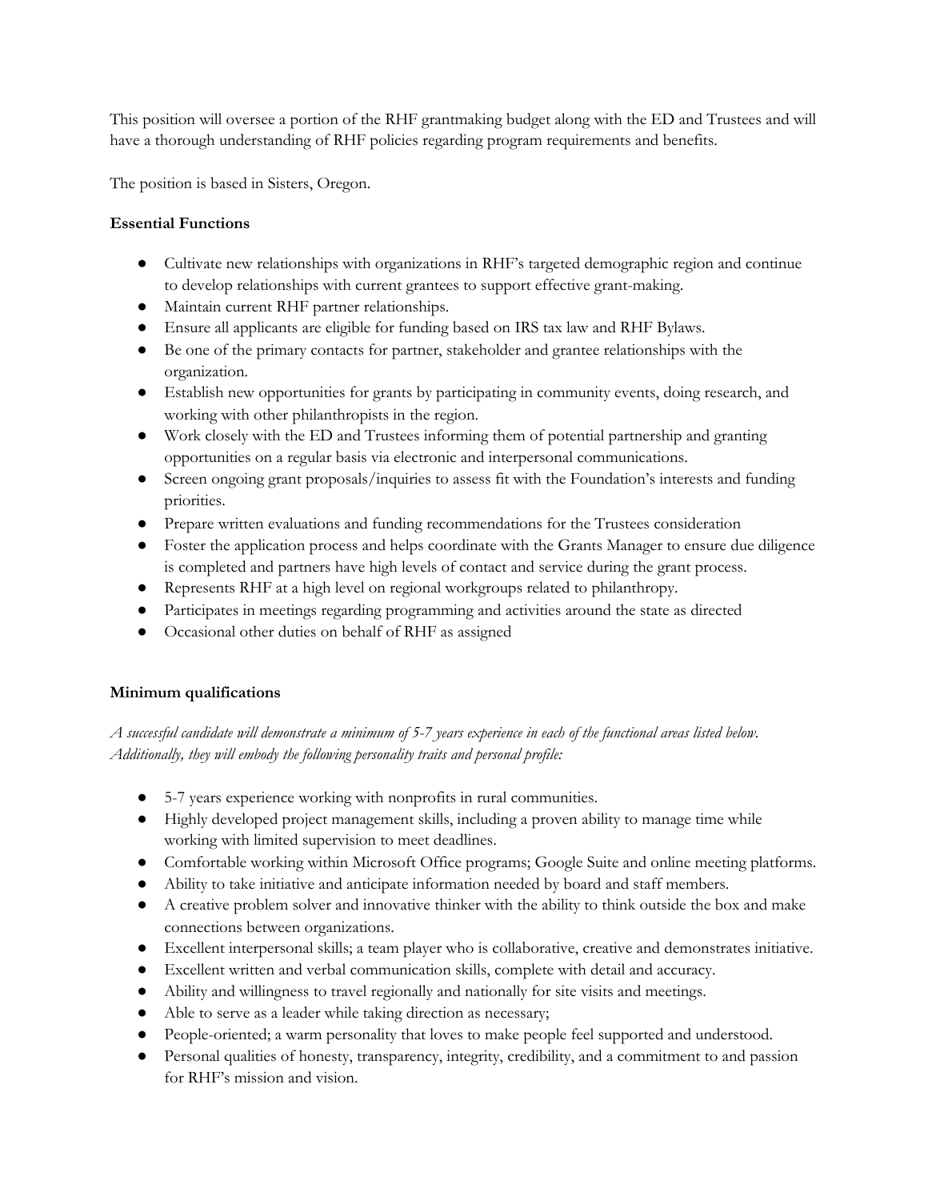This position will oversee a portion of the RHF grantmaking budget along with the ED and Trustees and will have a thorough understanding of RHF policies regarding program requirements and benefits.

The position is based in Sisters, Oregon.

**Essential Functions**

- Cultivate new relationships with organizations in RHF's targeted demographic region and continue to develop relationships with current grantees to support effective grant-making.
- Maintain current RHF partner relationships.
- Ensure all applicants are eligible for funding based on IRS tax law and RHF Bylaws.
- Be one of the primary contacts for partner, stakeholder and grantee relationships with the organization.
- Establish new opportunities for grants by participating in community events, doing research, and working with other philanthropists in the region.
- Work closely with the ED and Trustees informing them of potential partnership and granting opportunities on a regular basis via electronic and interpersonal communications.
- Screen ongoing grant proposals/inquiries to assess fit with the Foundation's interests and funding priorities.
- Prepare written evaluations and funding recommendations for the Trustees consideration
- Foster the application process and helps coordinate with the Grants Manager to ensure due diligence is completed and partners have high levels of contact and service during the grant process.
- Represents RHF at a high level on regional workgroups related to philanthropy.
- Participates in meetings regarding programming and activities around the state as directed
- Occasional other duties on behalf of RHF as assigned

**Minimum qualifications**

*A successful candidate will demonstrate a minimum of 5-7 years experience in each of the functional areas listed below. Additionally, they will embody the following personality traits and personal profile:*

- 5-7 years experience working with nonprofits in rural communities.
- Highly developed project management skills, including a proven ability to manage time while working with limited supervision to meet deadlines.
- Comfortable working within Microsoft Office programs; Google Suite and online meeting platforms.
- Ability to take initiative and anticipate information needed by board and staff members.
- A creative problem solver and innovative thinker with the ability to think outside the box and make connections between organizations.
- Excellent interpersonal skills; a team player who is collaborative, creative and demonstrates initiative.
- Excellent written and verbal communication skills, complete with detail and accuracy.
- Ability and willingness to travel regionally and nationally for site visits and meetings.
- Able to serve as a leader while taking direction as necessary;
- People-oriented; a warm personality that loves to make people feel supported and understood.
- Personal qualities of honesty, transparency, integrity, credibility, and a commitment to and passion for RHF's mission and vision.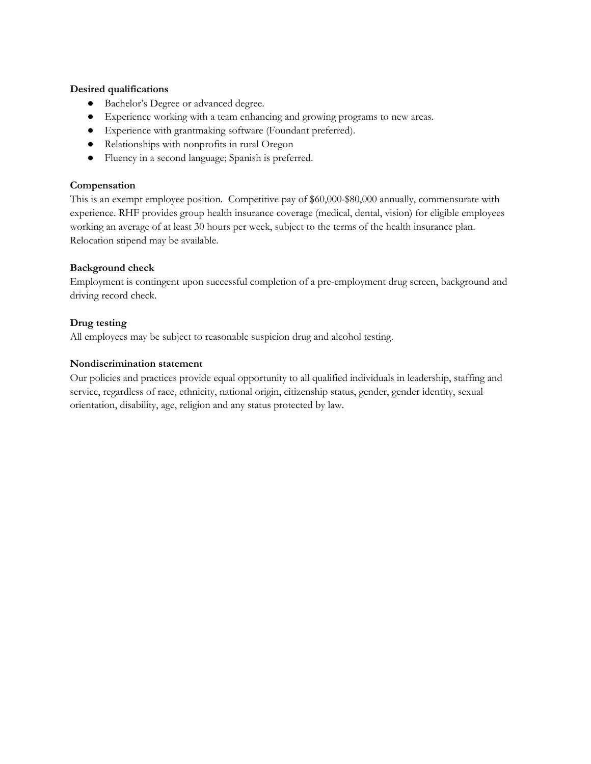### Desired qualifications

- Bachelor's Degree or advanced degree.
- Experience working with a team enhancing and growing programs to new areas.
- Experience with grantmaking software (Foundant preferred).
- Relationships with nonprofits in rural Oregon
- Fluency in a second language; Spanish is preferred.

### Compensation

This is an exempt employee position. Competitive pay of $60,000-$80,000 annually, commensurate with experience. RHF provides group health insurance coverage (medical, dental, vision) for eligible employees working an average of at least 30 hours per week, subject to the terms of the health insurance plan. Relocation stipend may be available.

### Background check

Employment is contingent upon successful completion of a pre-employment drug screen, background and driving record check.

### Drug testing

All employees may be subject to reasonable suspicion drug and alcohol testing.

### Nondiscrimination statement

Our policies and practices provide equal opportunity to all qualified individuals in leadership, staffing and service, regardless of race, ethnicity, national origin, citizenship status, gender, gender identity, sexual orientation, disability, age, religion and any status protected by law.